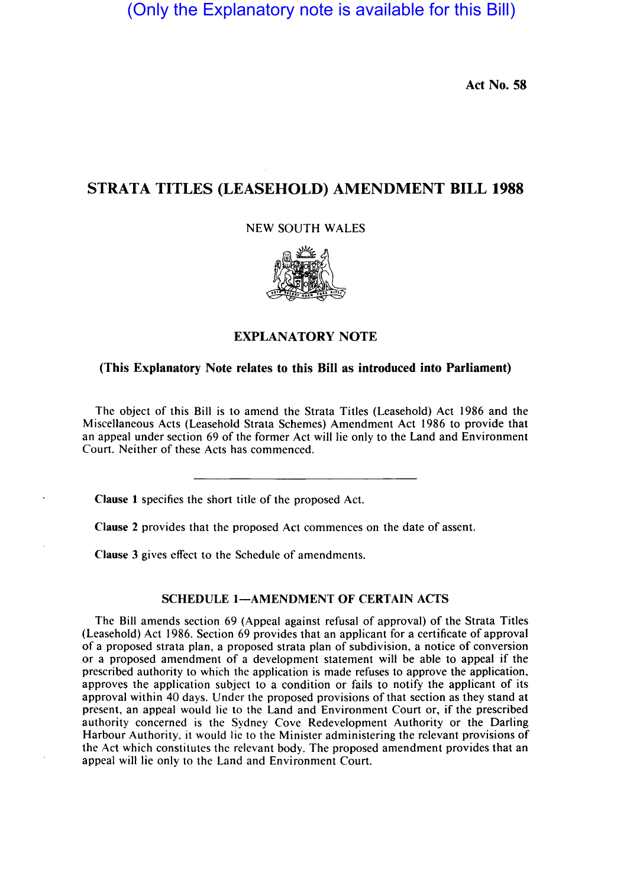(Only the Explanatory note is available for this Bill)

**Act No. 58**

# STRATA TITLES (LEASEHOLD) AMENDMENT BILL 1988

NEW SOUTH WALES

## EXPLANATORY NOTE

**(This Explanatory Note relates to this Bill as introduced into Parliament)**

The object of this Bill is to amend the Strata Titles (Leasehold) Act 1986 and the Miscellaneous Acts (Leasehold Strata Schemes) Amendment Act 1986 to provide that an appeal under section 69 of the former Act will lie only to the Land and Environment Court. Neither of these Acts has commenced.

---

**Clause 1** specifies the short title of the proposed Act.

**Clause 2** provides that the proposed Act commences on the date of assent.

**Clause 3** gives effect to the Schedule of amendments.

### SCHEDULE 1—AMENDMENT OF CERTAIN ACTS

The Bill amends section 69 (Appeal against refusal of approval) of the Strata Titles (Leasehold) Act 1986. Section 69 provides that an applicant for a certificate of approval of a proposed strata plan, a proposed strata plan of subdivision, a notice of conversion or a proposed amendment of a development statement will be able to appeal if the prescribed authority to which the application is made refuses to approve the application, approves the application subject to a condition or fails to notify the applicant of its approval within 40 days. Under the proposed provisions of that section as they stand at present, an appeal would lie to the Land and Environment Court or, if the prescribed authority concerned is the Sydney Cove Redevelopment Authority or the Darling Harbour Authority, it would lie to the Minister administering the relevant provisions of the Act which constitutes the relevant body. The proposed amendment provides that an appeal will lie only to the Land and Environment Court.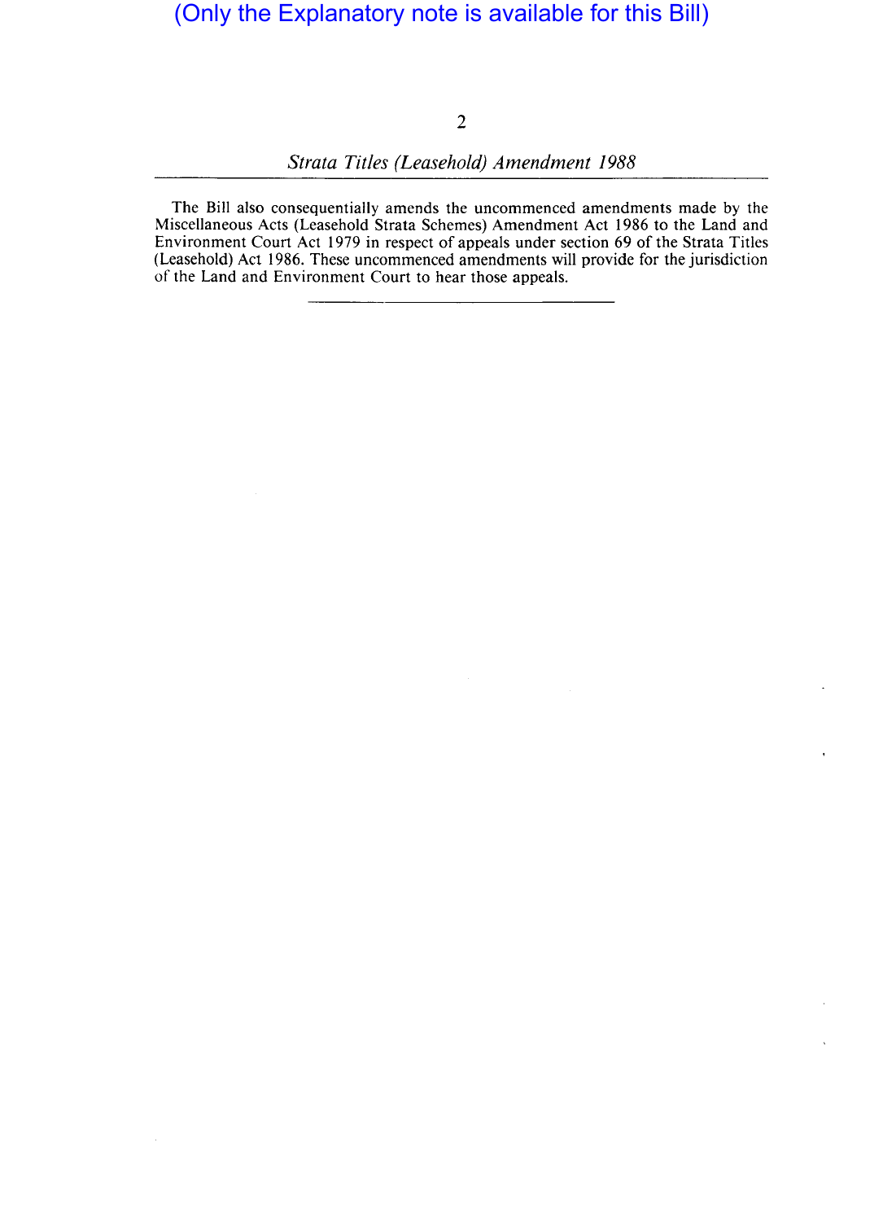(Only the Explanatory note is available for this Bill)

The Bill also consequentially amends the uncommenced amendments made by the Miscellaneous Acts (Leasehold Strata Schemes) Amendment Act 1986 to the Land and Environment Court Act 1979 in respect of appeals under section 69 of the Strata Titles (Leasehold) Act 1986. These uncommenced amendments will provide for the jurisdiction of the Land and Environment Court to hear those appeals.